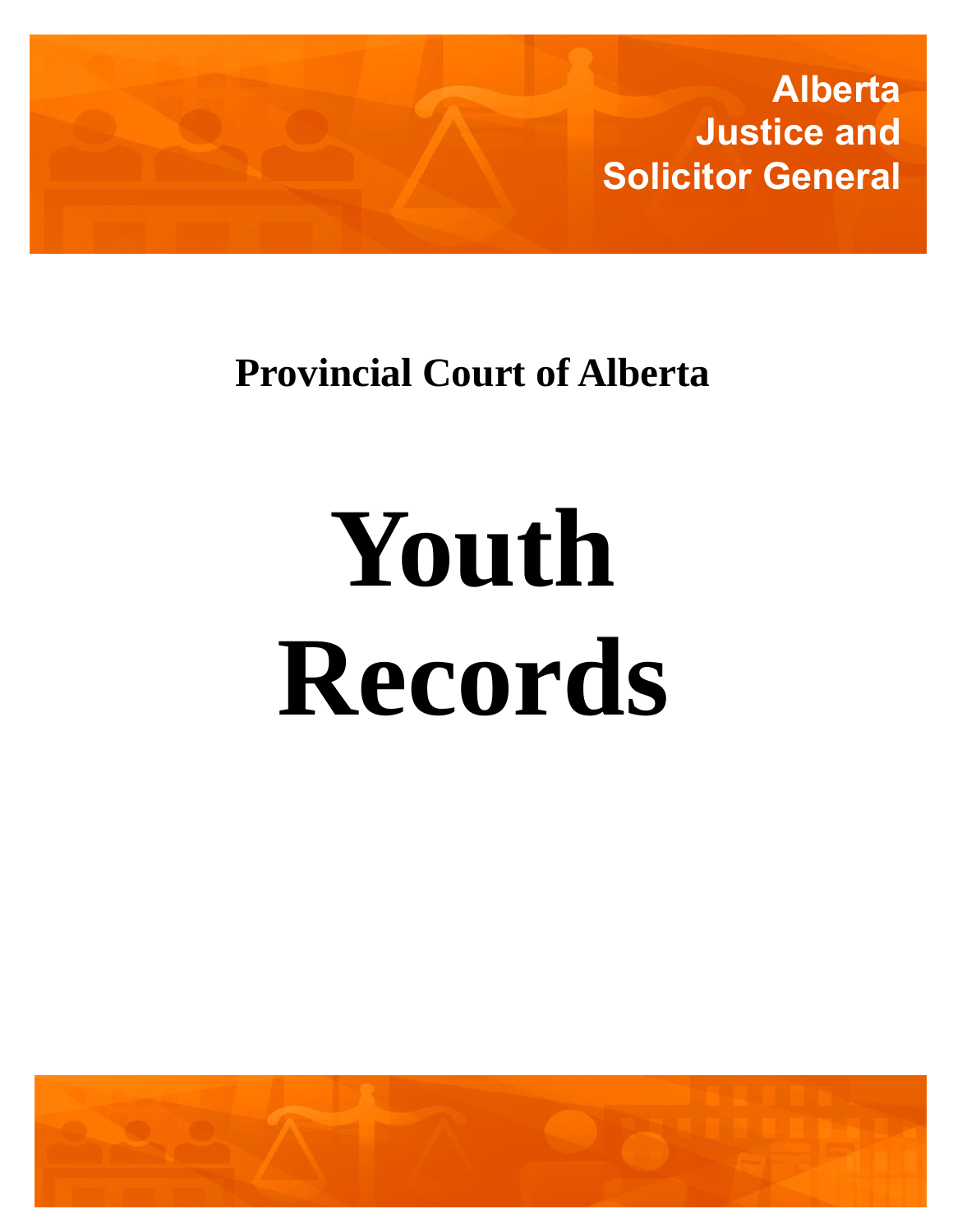Alberta
Justice and
Solicitor General

## Provincial Court of Alberta

# Youth Records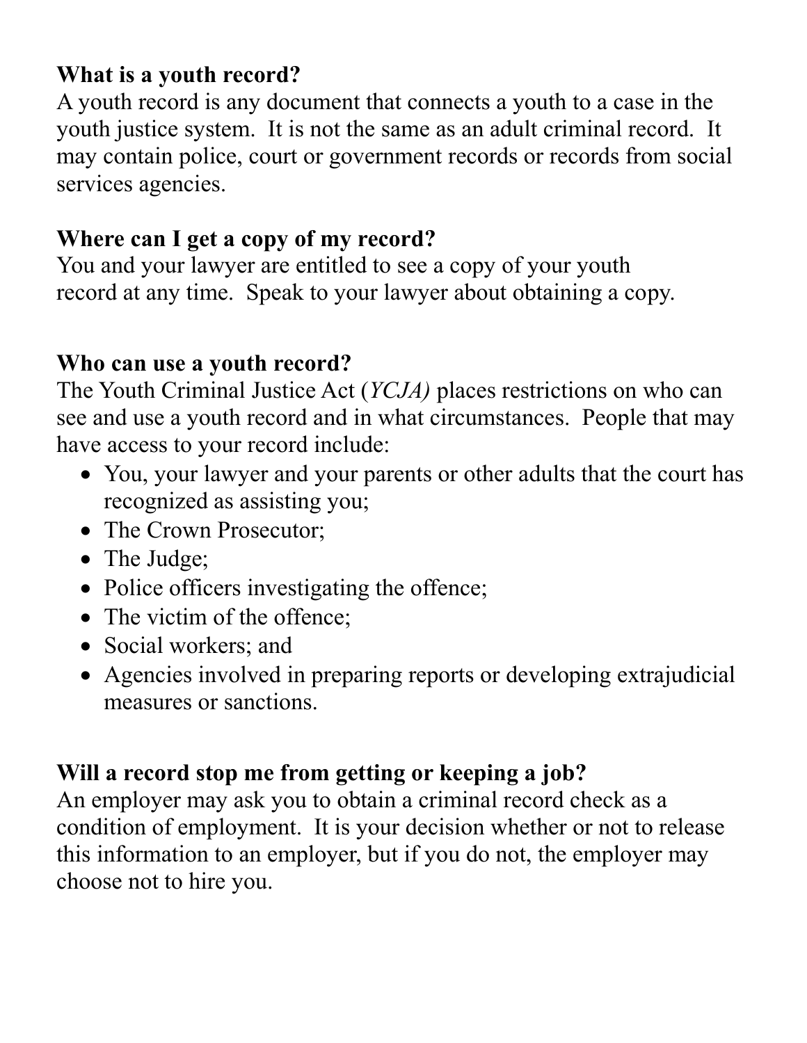**What is a youth record?**
A youth record is any document that connects a youth to a case in the youth justice system. It is not the same as an adult criminal record. It may contain police, court or government records or records from social services agencies.

**Where can I get a copy of my record?**
You and your lawyer are entitled to see a copy of your youth record at any time. Speak to your lawyer about obtaining a copy.

**Who can use a youth record?**
The Youth Criminal Justice Act (*YCJA)* places restrictions on who can see and use a youth record and in what circumstances. People that may have access to your record include:

- You, your lawyer and your parents or other adults that the court has recognized as assisting you;
- The Crown Prosecutor;
- The Judge;
- Police officers investigating the offence;
- The victim of the offence;
- Social workers; and
- Agencies involved in preparing reports or developing extrajudicial measures or sanctions.

**Will a record stop me from getting or keeping a job?**
An employer may ask you to obtain a criminal record check as a condition of employment. It is your decision whether or not to release this information to an employer, but if you do not, the employer may choose not to hire you.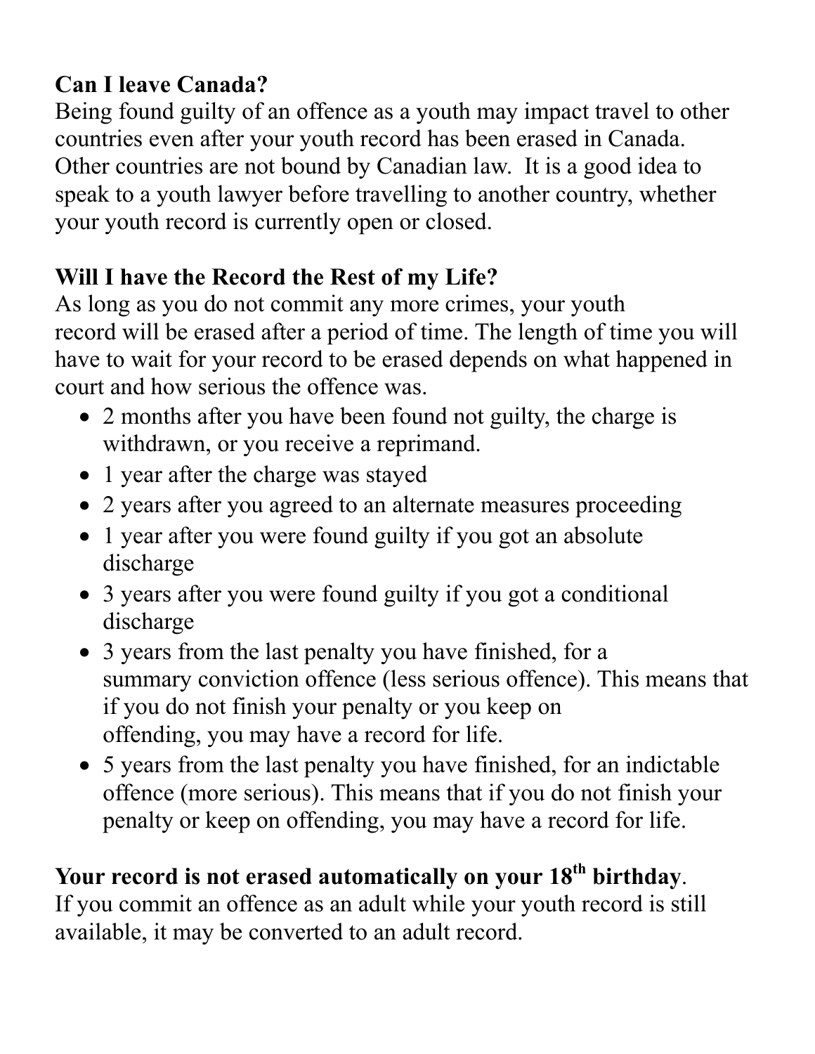**Can I leave Canada?**

Being found guilty of an offence as a youth may impact travel to other countries even after your youth record has been erased in Canada. Other countries are not bound by Canadian law. It is a good idea to speak to a youth lawyer before travelling to another country, whether your youth record is currently open or closed.

**Will I have the Record the Rest of my Life?**

As long as you do not commit any more crimes, your youth record will be erased after a period of time. The length of time you will have to wait for your record to be erased depends on what happened in court and how serious the offence was.

- 2 months after you have been found not guilty, the charge is withdrawn, or you receive a reprimand.
- 1 year after the charge was stayed
- 2 years after you agreed to an alternate measures proceeding
- 1 year after you were found guilty if you got an absolute discharge
- 3 years after you were found guilty if you got a conditional discharge
- 3 years from the last penalty you have finished, for a summary conviction offence (less serious offence). This means that if you do not finish your penalty or you keep on offending, you may have a record for life.
- 5 years from the last penalty you have finished, for an indictable offence (more serious). This means that if you do not finish your penalty or keep on offending, you may have a record for life.

**Your record is not erased automatically on your 18th birthday**.

If you commit an offence as an adult while your youth record is still available, it may be converted to an adult record.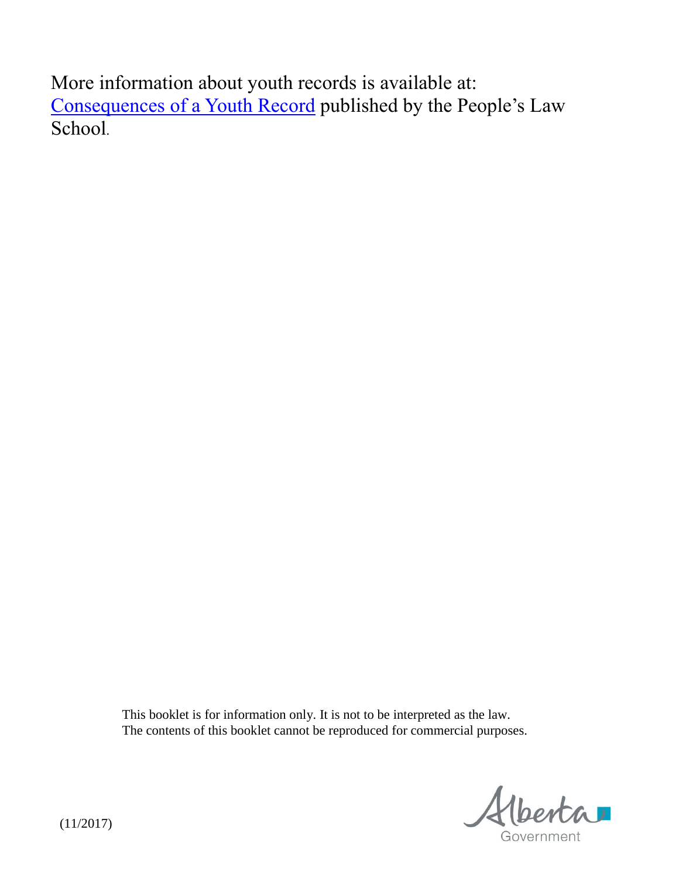More information about youth records is available at:
Consequences of a Youth Record published by the People's Law School.

This booklet is for information only. It is not to be interpreted as the law.
The contents of this booklet cannot be reproduced for commercial purposes.

(11/2017)

Alberta Government